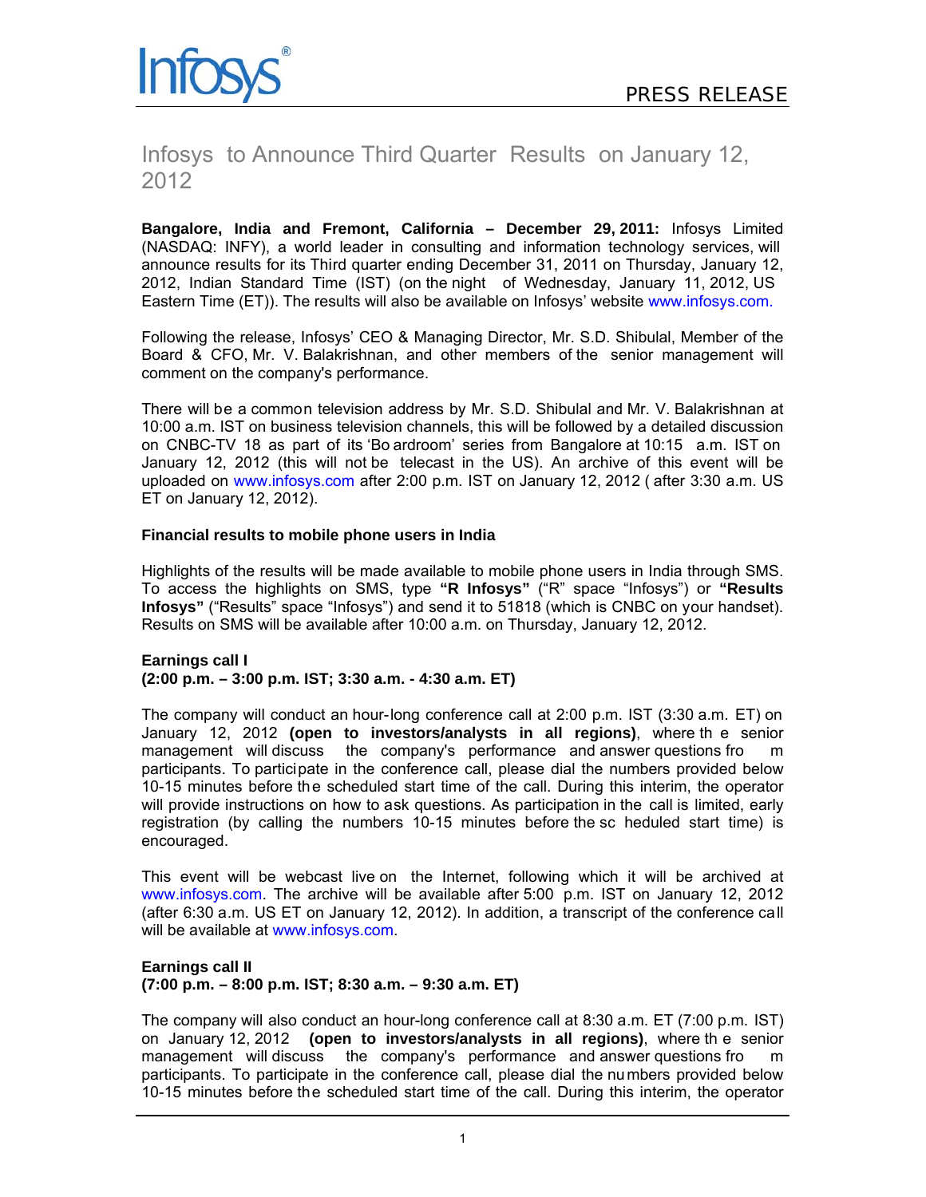Infosys®

PRESS RELEASE

# Infosys to Announce Third Quarter Results on January 12, 2012

**Bangalore, India and Fremont, California – December 29, 2011:** Infosys Limited (NASDAQ: INFY), a world leader in consulting and information technology services, will announce results for its Third quarter ending December 31, 2011 on Thursday, January 12, 2012, Indian Standard Time (IST) (on the night of Wednesday, January 11, 2012, US Eastern Time (ET)). The results will also be available on Infosys' website www.infosys.com.

Following the release, Infosys' CEO & Managing Director, Mr. S.D. Shibulal, Member of the Board & CFO, Mr. V. Balakrishnan, and other members of the senior management will comment on the company's performance.

There will be a common television address by Mr. S.D. Shibulal and Mr. V. Balakrishnan at 10:00 a.m. IST on business television channels, this will be followed by a detailed discussion on CNBC-TV 18 as part of its 'Boardroom' series from Bangalore at 10:15 a.m. IST on January 12, 2012 (this will not be telecast in the US). An archive of this event will be uploaded on www.infosys.com after 2:00 p.m. IST on January 12, 2012 ( after 3:30 a.m. US ET on January 12, 2012).

**Financial results to mobile phone users in India**

Highlights of the results will be made available to mobile phone users in India through SMS. To access the highlights on SMS, type **"R Infosys"** ("R" space "Infosys") or **"Results Infosys"** ("Results" space "Infosys") and send it to 51818 (which is CNBC on your handset). Results on SMS will be available after 10:00 a.m. on Thursday, January 12, 2012.

**Earnings call I**
**(2:00 p.m. – 3:00 p.m. IST; 3:30 a.m. - 4:30 a.m. ET)**

The company will conduct an hour-long conference call at 2:00 p.m. IST (3:30 a.m. ET) on January 12, 2012 **(open to investors/analysts in all regions)**, where the senior management will discuss the company's performance and answer questions from participants. To participate in the conference call, please dial the numbers provided below 10-15 minutes before the scheduled start time of the call. During this interim, the operator will provide instructions on how to ask questions. As participation in the call is limited, early registration (by calling the numbers 10-15 minutes before the scheduled start time) is encouraged.

This event will be webcast live on the Internet, following which it will be archived at www.infosys.com. The archive will be available after 5:00 p.m. IST on January 12, 2012 (after 6:30 a.m. US ET on January 12, 2012). In addition, a transcript of the conference call will be available at www.infosys.com.

**Earnings call II**
**(7:00 p.m. – 8:00 p.m. IST; 8:30 a.m. – 9:30 a.m. ET)**

The company will also conduct an hour-long conference call at 8:30 a.m. ET (7:00 p.m. IST) on January 12, 2012 **(open to investors/analysts in all regions)**, where the senior management will discuss the company's performance and answer questions from participants. To participate in the conference call, please dial the numbers provided below 10-15 minutes before the scheduled start time of the call. During this interim, the operator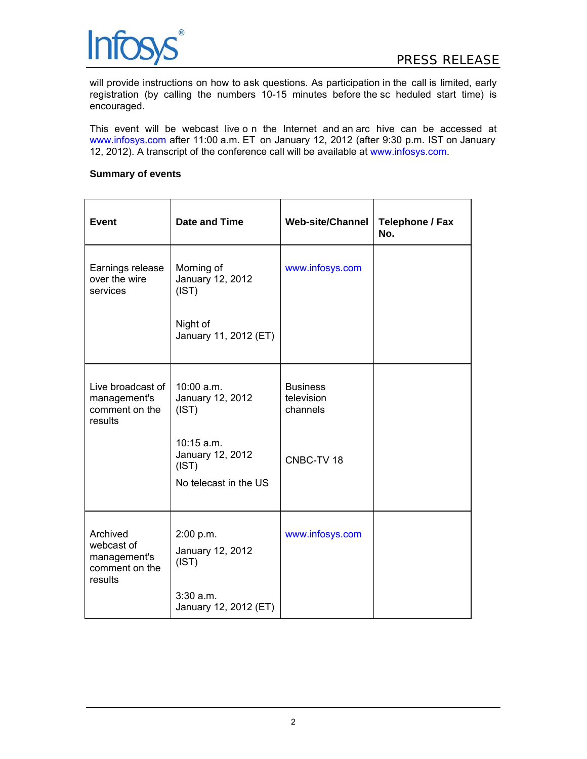will provide instructions on how to ask questions. As participation in the call is limited, early registration (by calling the numbers 10-15 minutes before the scheduled start time) is encouraged.

This event will be webcast live on the Internet and an archive can be accessed at www.infosys.com after 11:00 a.m. ET on January 12, 2012 (after 9:30 p.m. IST on January 12, 2012). A transcript of the conference call will be available at www.infosys.com.

**Summary of events**

| Event | Date and Time | Web-site/Channel | Telephone / Fax No. |
|---|---|---|---|
| Earnings release over the wire services | Morning of January 12, 2012 (IST)<br><br>Night of January 11, 2012 (ET) | www.infosys.com | |
| Live broadcast of management's comment on the results | 10:00 a.m. January 12, 2012 (IST)<br><br>10:15 a.m. January 12, 2012 (IST)<br>No telecast in the US | Business television channels<br><br>CNBC-TV 18 | |
| Archived webcast of management's comment on the results | 2:00 p.m. January 12, 2012 (IST)<br><br>3:30 a.m. January 12, 2012 (ET) | www.infosys.com | |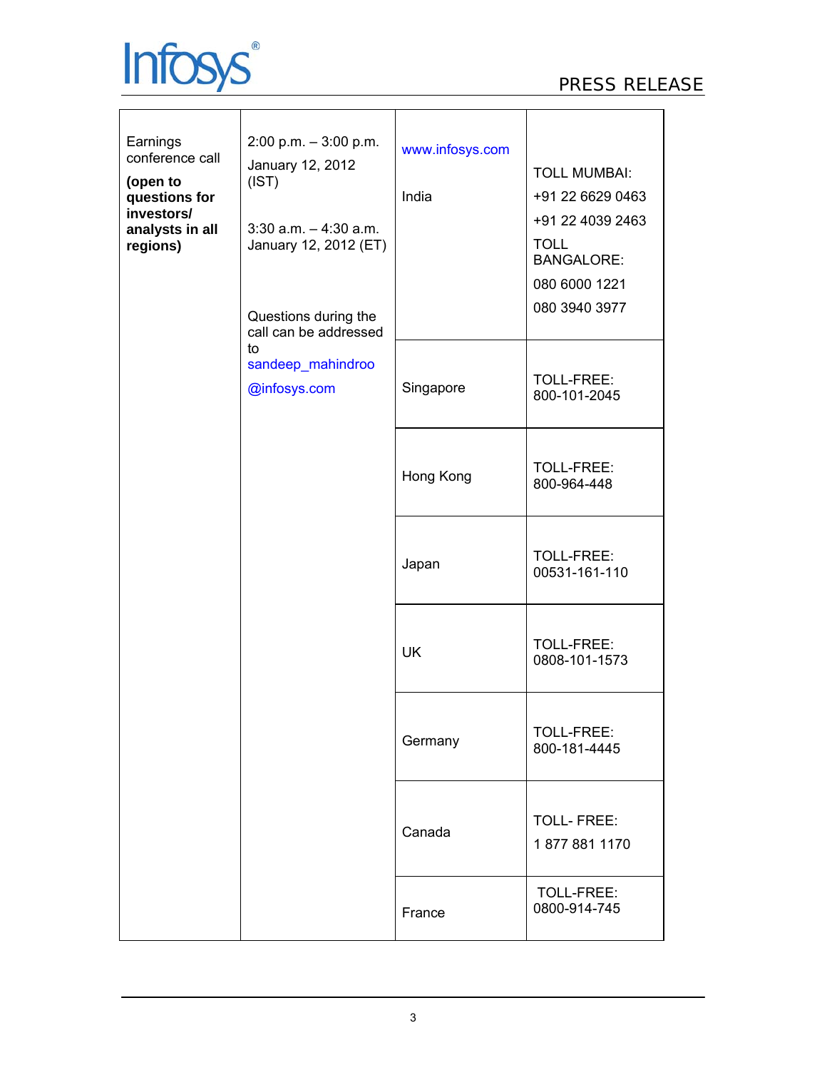| Earnings conference call **(open to questions for investors/ analysts in all regions)** | 2:00 p.m. – 3:00 p.m. January 12, 2012 (IST)<br><br>3:30 a.m. – 4:30 a.m. January 12, 2012 (ET)<br><br>Questions during the call can be addressed to sandeep_mahindroo @infosys.com | www.infosys.com<br><br>India | TOLL MUMBAI:<br>+91 22 6629 0463<br>+91 22 4039 2463<br>TOLL BANGALORE:<br>080 6000 1221<br>080 3940 3977 |
|---|---|---|---|
| | | Singapore | TOLL-FREE: 800-101-2045 |
| | | Hong Kong | TOLL-FREE: 800-964-448 |
| | | Japan | TOLL-FREE: 00531-161-110 |
| | | UK | TOLL-FREE: 0808-101-1573 |
| | | Germany | TOLL-FREE: 800-181-4445 |
| | | Canada | TOLL- FREE: 1 877 881 1170 |
| | | France | TOLL-FREE: 0800-914-745 |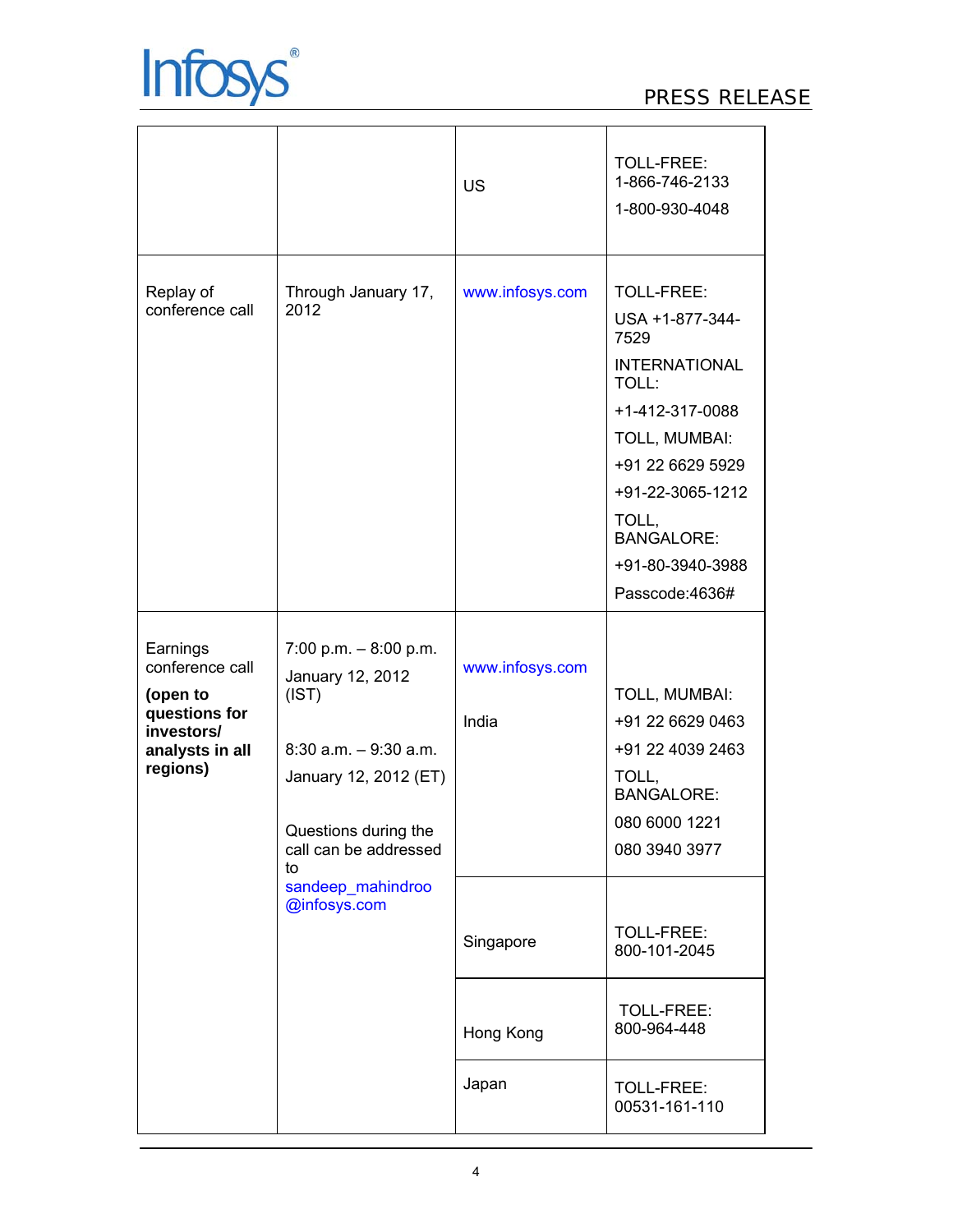| | | | |
|---|---|---|---|
| | | US | TOLL-FREE:<br>1-866-746-2133<br>1-800-930-4048 |
| Replay of conference call | Through January 17, 2012 | www.infosys.com | TOLL-FREE:<br>USA +1-877-344-7529<br>INTERNATIONAL TOLL:<br>+1-412-317-0088<br>TOLL, MUMBAI:<br>+91 22 6629 5929<br>+91-22-3065-1212<br>TOLL, BANGALORE:<br>+91-80-3940-3988<br>Passcode:4636# |
| Earnings conference call<br>**(open to questions for investors/ analysts in all regions)** | 7:00 p.m. – 8:00 p.m.<br>January 12, 2012 (IST)<br><br>8:30 a.m. – 9:30 a.m.<br>January 12, 2012 (ET)<br><br>Questions during the call can be addressed to sandeep_mahindroo @infosys.com | www.infosys.com<br><br>India | TOLL, MUMBAI:<br>+91 22 6629 0463<br>+91 22 4039 2463<br>TOLL, BANGALORE:<br>080 6000 1221<br>080 3940 3977 |
| | | Singapore | TOLL-FREE:<br>800-101-2045 |
| | | Hong Kong | TOLL-FREE:<br>800-964-448 |
| | | Japan | TOLL-FREE:<br>00531-161-110 |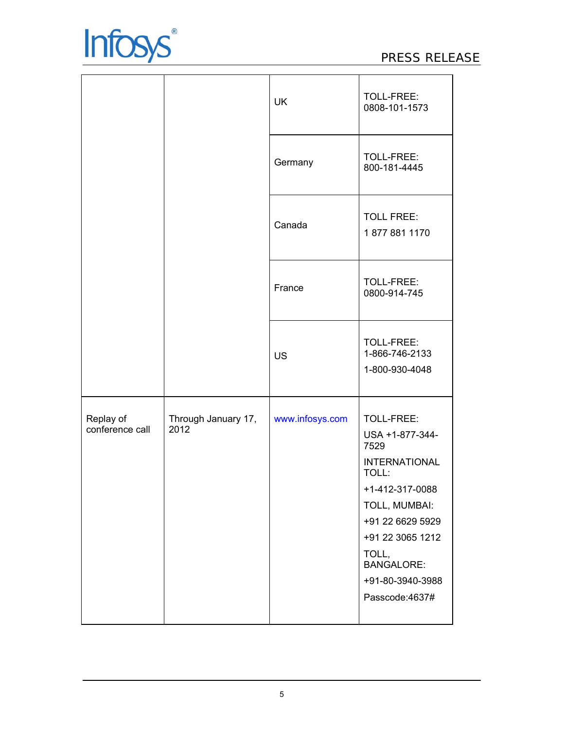| | | | |
|---|---|---|---|
| | | UK | TOLL-FREE: 0808-101-1573 |
| | | Germany | TOLL-FREE: 800-181-4445 |
| | | Canada | TOLL FREE: 1 877 881 1170 |
| | | France | TOLL-FREE: 0800-914-745 |
| | | US | TOLL-FREE: 1-866-746-2133 1-800-930-4048 |
| Replay of conference call | Through January 17, 2012 | www.infosys.com | TOLL-FREE: USA +1-877-344-7529 INTERNATIONAL TOLL: +1-412-317-0088 TOLL, MUMBAI: +91 22 6629 5929 +91 22 3065 1212 TOLL, BANGALORE: +91-80-3940-3988 Passcode:4637# |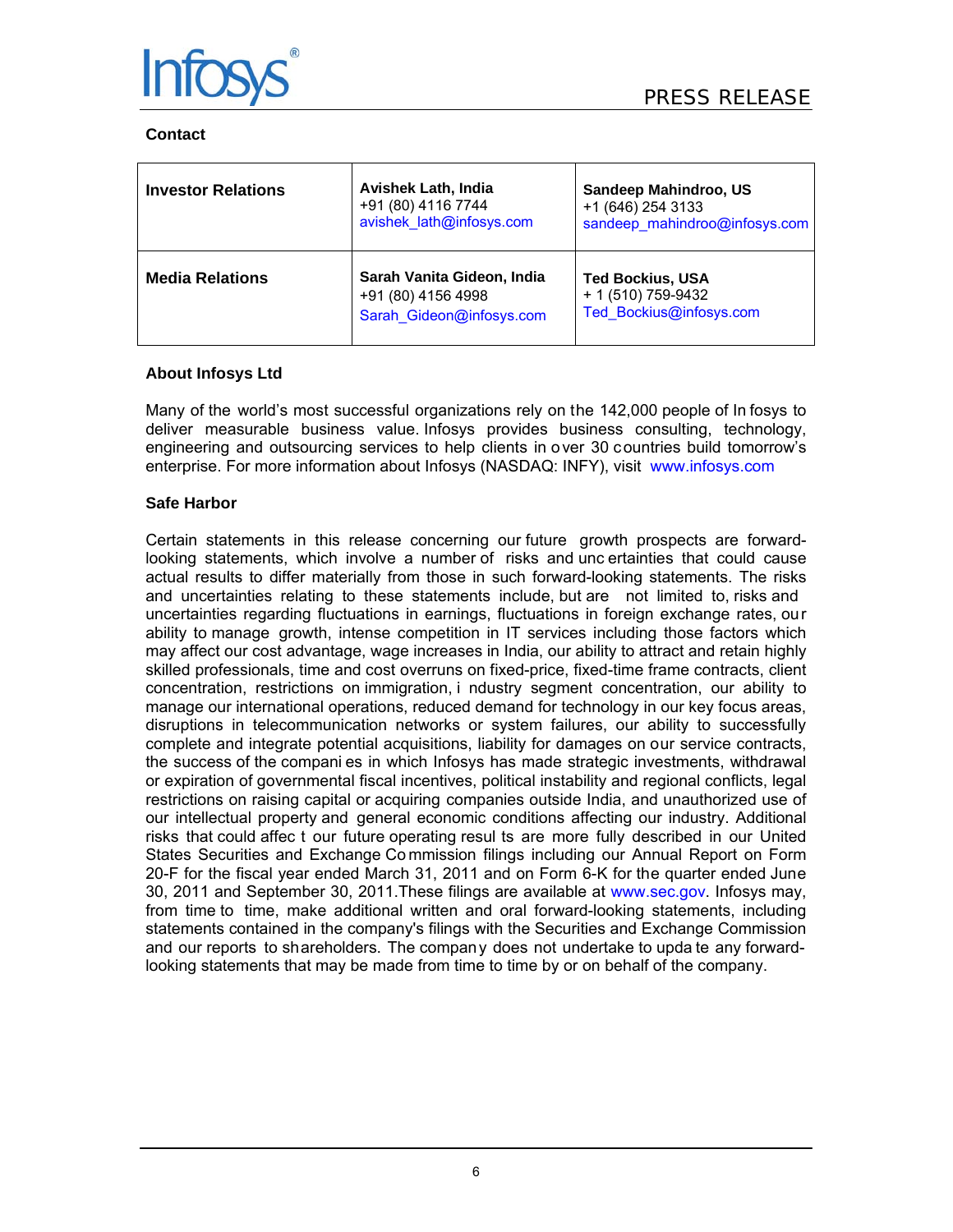**Contact**

| | | |
|---|---|---|
| **Investor Relations** | **Avishek Lath, India**<br>+91 (80) 4116 7744<br>avishek_lath@infosys.com | **Sandeep Mahindroo, US**<br>+1 (646) 254 3133<br>sandeep_mahindroo@infosys.com |
| **Media Relations** | **Sarah Vanita Gideon, India**<br>+91 (80) 4156 4998<br>Sarah_Gideon@infosys.com | **Ted Bockius, USA**<br>+ 1 (510) 759-9432<br>Ted_Bockius@infosys.com |

**About Infosys Ltd**

Many of the world's most successful organizations rely on the 142,000 people of Infosys to deliver measurable business value. Infosys provides business consulting, technology, engineering and outsourcing services to help clients in over 30 countries build tomorrow's enterprise. For more information about Infosys (NASDAQ: INFY), visit www.infosys.com

**Safe Harbor**

Certain statements in this release concerning our future growth prospects are forward-looking statements, which involve a number of risks and uncertainties that could cause actual results to differ materially from those in such forward-looking statements. The risks and uncertainties relating to these statements include, but are not limited to, risks and uncertainties regarding fluctuations in earnings, fluctuations in foreign exchange rates, our ability to manage growth, intense competition in IT services including those factors which may affect our cost advantage, wage increases in India, our ability to attract and retain highly skilled professionals, time and cost overruns on fixed-price, fixed-time frame contracts, client concentration, restrictions on immigration, industry segment concentration, our ability to manage our international operations, reduced demand for technology in our key focus areas, disruptions in telecommunication networks or system failures, our ability to successfully complete and integrate potential acquisitions, liability for damages on our service contracts, the success of the companies in which Infosys has made strategic investments, withdrawal or expiration of governmental fiscal incentives, political instability and regional conflicts, legal restrictions on raising capital or acquiring companies outside India, and unauthorized use of our intellectual property and general economic conditions affecting our industry. Additional risks that could affect our future operating results are more fully described in our United States Securities and Exchange Commission filings including our Annual Report on Form 20-F for the fiscal year ended March 31, 2011 and on Form 6-K for the quarter ended June 30, 2011 and September 30, 2011.These filings are available at www.sec.gov. Infosys may, from time to time, make additional written and oral forward-looking statements, including statements contained in the company's filings with the Securities and Exchange Commission and our reports to shareholders. The company does not undertake to update any forward-looking statements that may be made from time to time by or on behalf of the company.